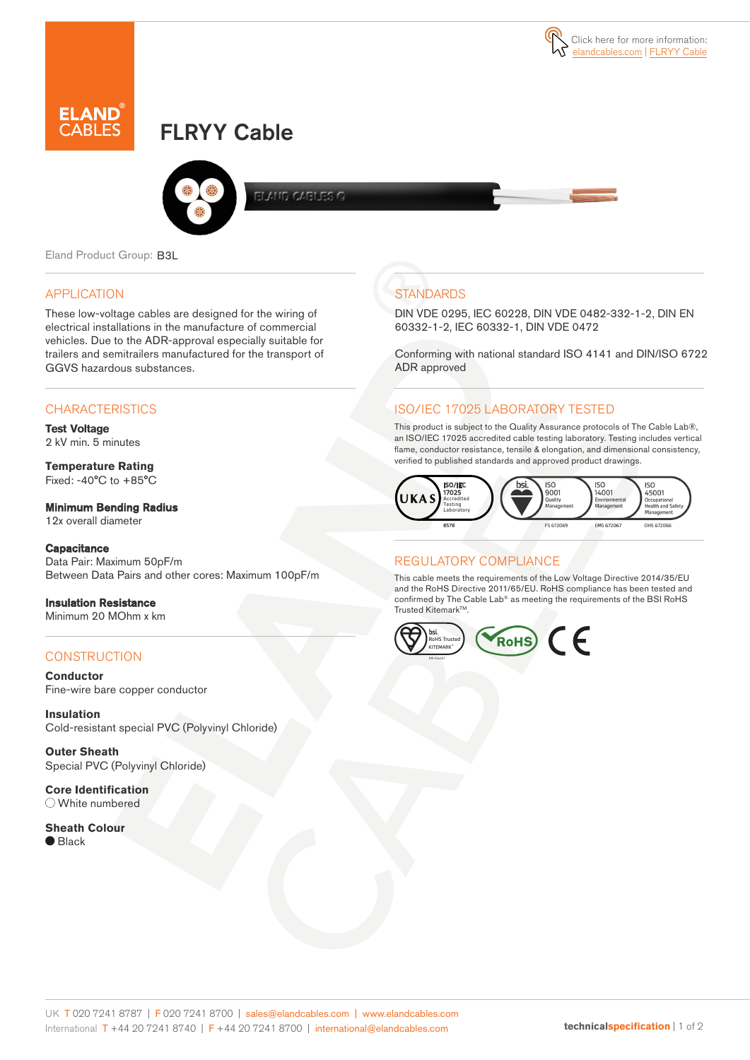Click here for more information: elandcables.com | FLRYY Cable

# FLRYY Cable

Eland Product Group: B3L

## APPLICATION

These low-voltage cables are designed for the wiring of electrical installations in the manufacture of commercial vehicles. Due to the ADR-approval especially suitable for trailers and semitrailers manufactured for the transport of GGVS hazardous substances.

## CHARACTERISTICS

**Test Voltage**
2 kV min. 5 minutes

**Temperature Rating**
Fixed: -40°C to +85°C

**Minimum Bending Radius**
12x overall diameter

**Capacitance**
Data Pair: Maximum 50pF/m
Between Data Pairs and other cores: Maximum 100pF/m

**Insulation Resistance**
Minimum 20 MOhm x km

## CONSTRUCTION

**Conductor**
Fine-wire bare copper conductor

**Insulation**
Cold-resistant special PVC (Polyvinyl Chloride)

**Outer Sheath**
Special PVC (Polyvinyl Chloride)

**Core Identification**
○ White numbered

**Sheath Colour**
● Black

## STANDARDS

DIN VDE 0295, IEC 60228, DIN VDE 0482-332-1-2, DIN EN 60332-1-2, IEC 60332-1, DIN VDE 0472

Conforming with national standard ISO 4141 and DIN/ISO 6722 ADR approved

## ISO/IEC 17025 LABORATORY TESTED

This product is subject to the Quality Assurance protocols of The Cable Lab®, an ISO/IEC 17025 accredited cable testing laboratory. Testing includes vertical flame, conductor resistance, tensile & elongation, and dimensional consistency, verified to published standards and approved product drawings.

UKAS ISO/IEC 17025 Accredited Testing Laboratory 8578 | bsi. ISO 9001 Quality Management FS 672069 | ISO 14001 Environmental Management EMS 672067 | ISO 45001 Occupational Health and Safety Management OHS 672066

## REGULATORY COMPLIANCE

This cable meets the requirements of the Low Voltage Directive 2014/35/EU and the RoHS Directive 2011/65/EU. RoHS compliance has been tested and confirmed by The Cable Lab® as meeting the requirements of the BSI RoHS Trusted Kitemark™.

bsi. RoHS Trusted KITEMARK™ | RoHS | CE

UK T 020 7241 8787 | F 020 7241 8700 | sales@elandcables.com | www.elandcables.com
International T +44 20 7241 8740 | F +44 20 7241 8700 | international@elandcables.com

technicalspecification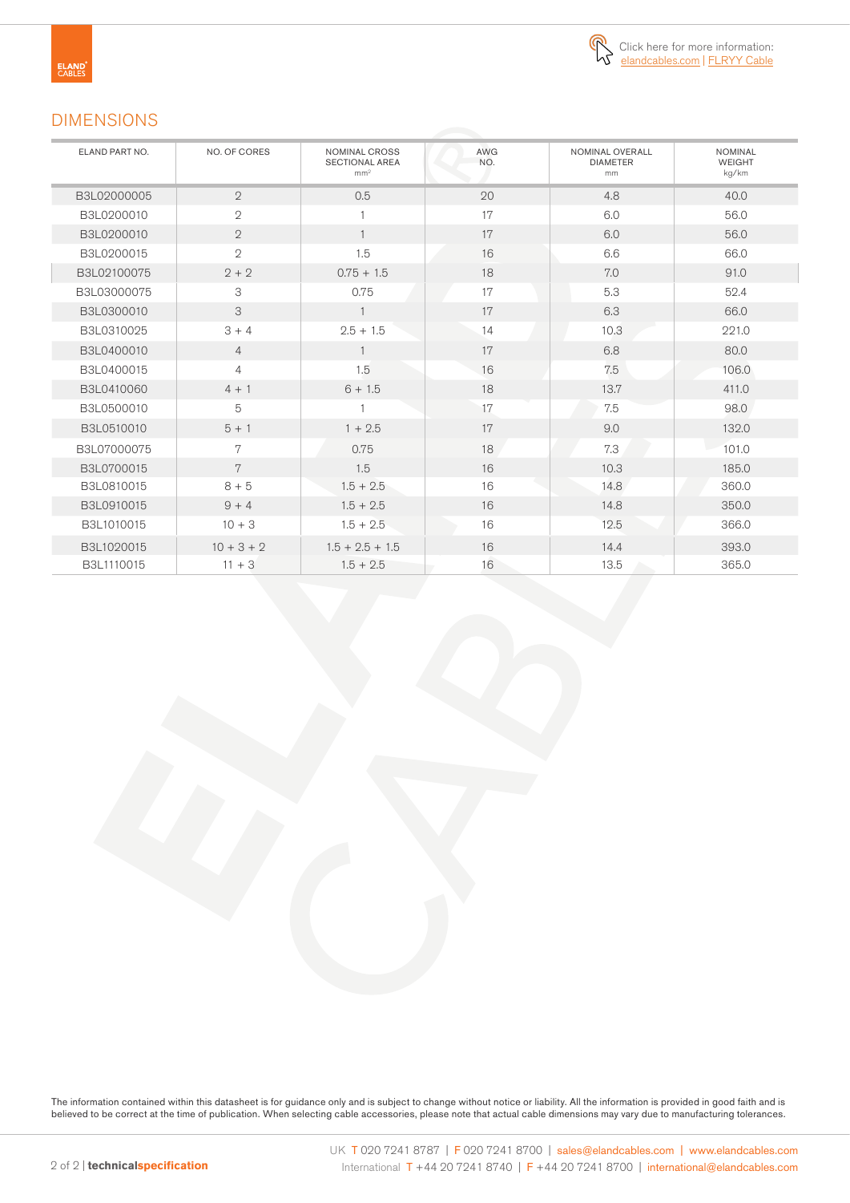Click here for more information: elandcables.com | FLRYY Cable

## DIMENSIONS

| ELAND PART NO. | NO. OF CORES | NOMINAL CROSS SECTIONAL AREA $mm^2$ | AWG NO. | NOMINAL OVERALL DIAMETER mm | NOMINAL WEIGHT kg/km |
|---|---|---|---|---|---|
| B3L02000005 | 2 | 0.5 | 20 | 4.8 | 40.0 |
| B3L0200010 | 2 | 1 | 17 | 6.0 | 56.0 |
| B3L0200010 | 2 | 1 | 17 | 6.0 | 56.0 |
| B3L0200015 | 2 | 1.5 | 16 | 6.6 | 66.0 |
| B3L02100075 | 2 + 2 | 0.75 + 1.5 | 18 | 7.0 | 91.0 |
| B3L03000075 | 3 | 0.75 | 17 | 5.3 | 52.4 |
| B3L0300010 | 3 | 1 | 17 | 6.3 | 66.0 |
| B3L0310025 | 3 + 4 | 2.5 + 1.5 | 14 | 10.3 | 221.0 |
| B3L0400010 | 4 | 1 | 17 | 6.8 | 80.0 |
| B3L0400015 | 4 | 1.5 | 16 | 7.5 | 106.0 |
| B3L0410060 | 4 + 1 | 6 + 1.5 | 18 | 13.7 | 411.0 |
| B3L0500010 | 5 | 1 | 17 | 7.5 | 98.0 |
| B3L0510010 | 5 + 1 | 1 + 2.5 | 17 | 9.0 | 132.0 |
| B3L07000075 | 7 | 0.75 | 18 | 7.3 | 101.0 |
| B3L0700015 | 7 | 1.5 | 16 | 10.3 | 185.0 |
| B3L0810015 | 8 + 5 | 1.5 + 2.5 | 16 | 14.8 | 360.0 |
| B3L0910015 | 9 + 4 | 1.5 + 2.5 | 16 | 14.8 | 350.0 |
| B3L1010015 | 10 + 3 | 1.5 + 2.5 | 16 | 12.5 | 366.0 |
| B3L1020015 | 10 + 3 + 2 | 1.5 + 2.5 + 1.5 | 16 | 14.4 | 393.0 |
| B3L1110015 | 11 + 3 | 1.5 + 2.5 | 16 | 13.5 | 365.0 |

The information contained within this datasheet is for guidance only and is subject to change without notice or liability. All the information is provided in good faith and is believed to be correct at the time of publication. When selecting cable accessories, please note that actual cable dimensions may vary due to manufacturing tolerances.

UK T 020 7241 8787 | F 020 7241 8700 | sales@elandcables.com | www.elandcables.com
International T +44 20 7241 8740 | F +44 20 7241 8700 | international@elandcables.com